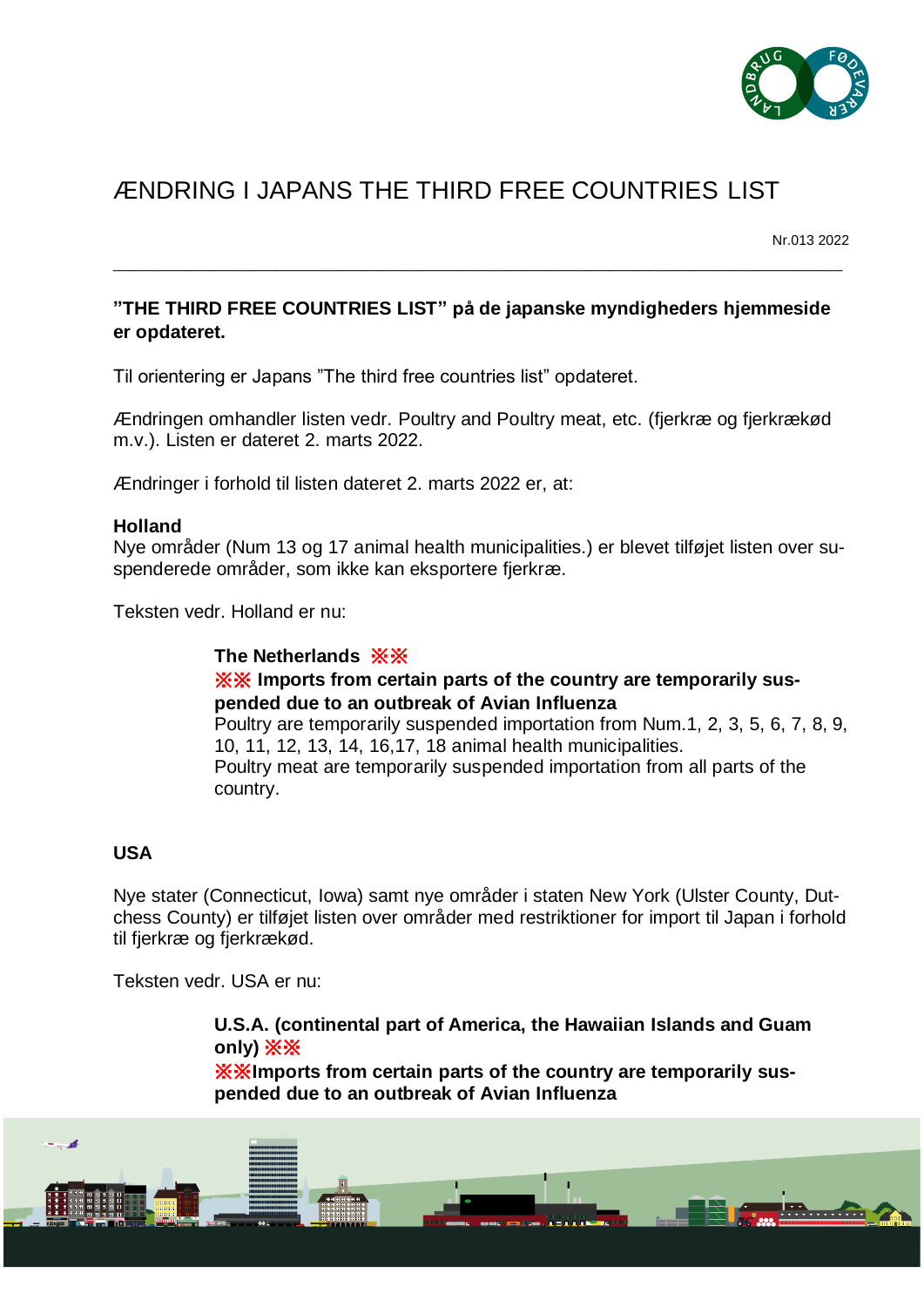# ÆNDRING I JAPANS THE THIRD FREE COUNTRIES LIST

Nr.013 2022

---

**"THE THIRD FREE COUNTRIES LIST" på de japanske myndigheders hjemmeside er opdateret.**

Til orientering er Japans "The third free countries list" opdateret.

Ændringen omhandler listen vedr. Poultry and Poultry meat, etc. (fjerkræ og fjerkrækød m.v.). Listen er dateret 2. marts 2022.

Ændringer i forhold til listen dateret 2. marts 2022 er, at:

**Holland**
Nye områder (Num 13 og 17 animal health municipalities.) er blevet tilføjet listen over suspenderede områder, som ikke kan eksportere fjerkræ.

Teksten vedr. Holland er nu:

> **The Netherlands ※※**
> **※※ Imports from certain parts of the country are temporarily suspended due to an outbreak of Avian Influenza**
> Poultry are temporarily suspended importation from Num.1, 2, 3, 5, 6, 7, 8, 9, 10, 11, 12, 13, 14, 16,17, 18 animal health municipalities.
> Poultry meat are temporarily suspended importation from all parts of the country.

**USA**

Nye stater (Connecticut, Iowa) samt nye områder i staten New York (Ulster County, Dutchess County) er tilføjet listen over områder med restriktioner for import til Japan i forhold til fjerkræ og fjerkrækød.

Teksten vedr. USA er nu:

> **U.S.A. (continental part of America, the Hawaiian Islands and Guam only) ※※**
> **※※Imports from certain parts of the country are temporarily suspended due to an outbreak of Avian Influenza**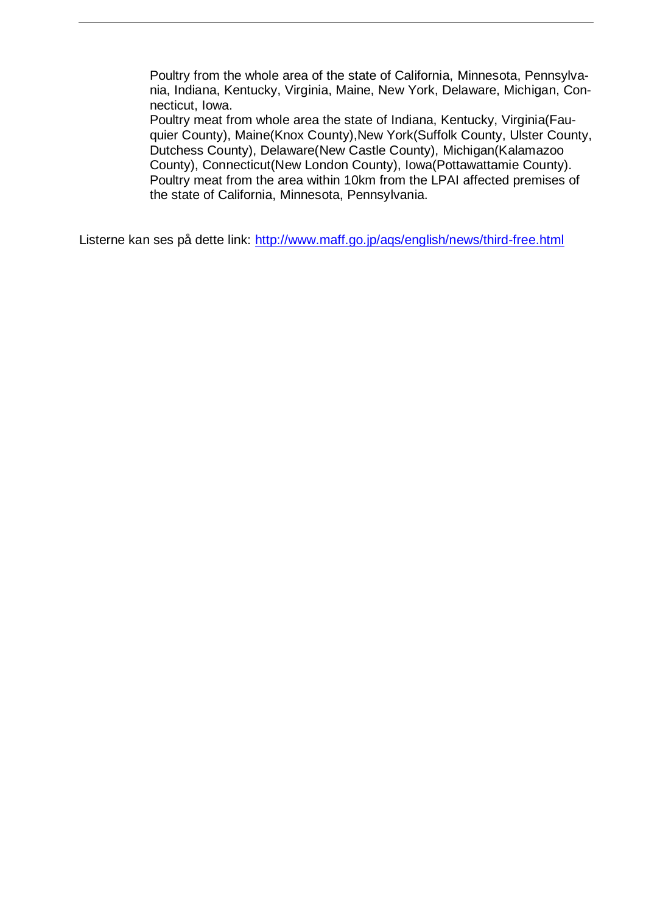Poultry from the whole area of the state of California, Minnesota, Pennsylvania, Indiana, Kentucky, Virginia, Maine, New York, Delaware, Michigan, Connecticut, Iowa.
Poultry meat from whole area the state of Indiana, Kentucky, Virginia(Fauquier County), Maine(Knox County),New York(Suffolk County, Ulster County, Dutchess County), Delaware(New Castle County), Michigan(Kalamazoo County), Connecticut(New London County), Iowa(Pottawattamie County).
Poultry meat from the area within 10km from the LPAI affected premises of the state of California, Minnesota, Pennsylvania.

Listerne kan ses på dette link: [http://www.maff.go.jp/aqs/english/news/third-free.html](http://www.maff.go.jp/aqs/english/news/third-free.html)